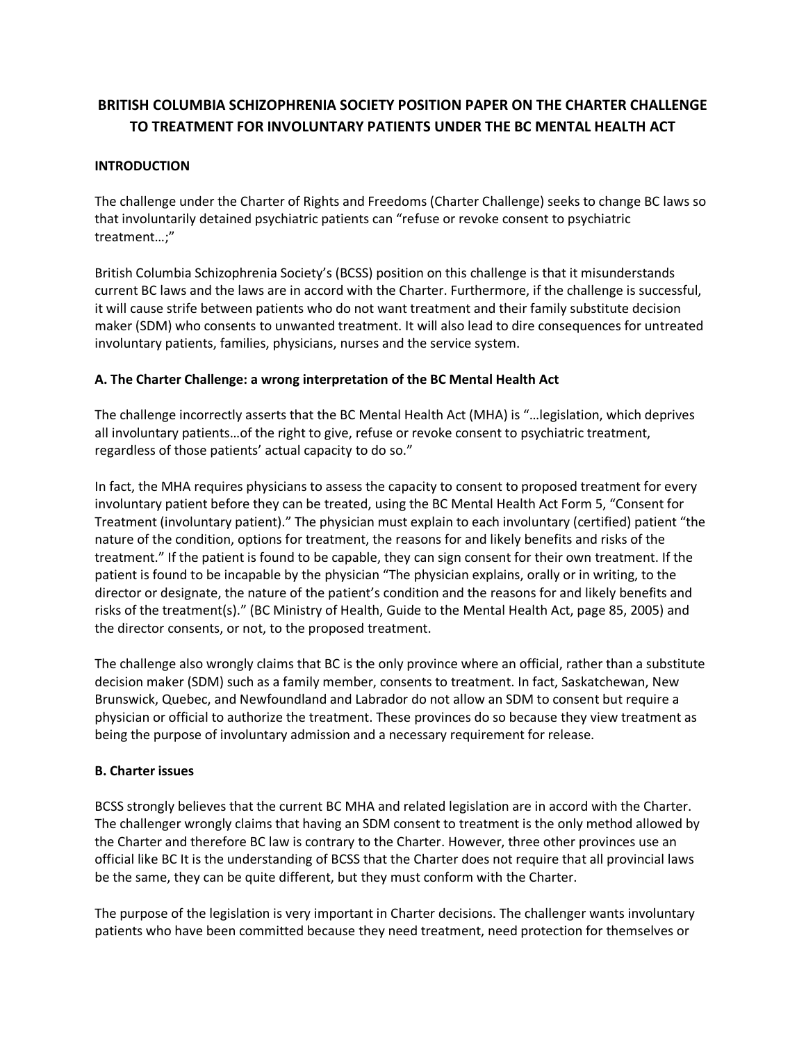# BRITISH COLUMBIA SCHIZOPHRENIA SOCIETY POSITION PAPER ON THE CHARTER CHALLENGE TO TREATMENT FOR INVOLUNTARY PATIENTS UNDER THE BC MENTAL HEALTH ACT

## INTRODUCTION

The challenge under the Charter of Rights and Freedoms (Charter Challenge) seeks to change BC laws so that involuntarily detained psychiatric patients can "refuse or revoke consent to psychiatric treatment…;"

British Columbia Schizophrenia Society's (BCSS) position on this challenge is that it misunderstands current BC laws and the laws are in accord with the Charter. Furthermore, if the challenge is successful, it will cause strife between patients who do not want treatment and their family substitute decision maker (SDM) who consents to unwanted treatment. It will also lead to dire consequences for untreated involuntary patients, families, physicians, nurses and the service system.

### A. The Charter Challenge: a wrong interpretation of the BC Mental Health Act

The challenge incorrectly asserts that the BC Mental Health Act (MHA) is "…legislation, which deprives all involuntary patients…of the right to give, refuse or revoke consent to psychiatric treatment, regardless of those patients' actual capacity to do so."

In fact, the MHA requires physicians to assess the capacity to consent to proposed treatment for every involuntary patient before they can be treated, using the BC Mental Health Act Form 5, "Consent for Treatment (involuntary patient)." The physician must explain to each involuntary (certified) patient "the nature of the condition, options for treatment, the reasons for and likely benefits and risks of the treatment." If the patient is found to be capable, they can sign consent for their own treatment. If the patient is found to be incapable by the physician "The physician explains, orally or in writing, to the director or designate, the nature of the patient's condition and the reasons for and likely benefits and risks of the treatment(s)." (BC Ministry of Health, Guide to the Mental Health Act, page 85, 2005) and the director consents, or not, to the proposed treatment.

The challenge also wrongly claims that BC is the only province where an official, rather than a substitute decision maker (SDM) such as a family member, consents to treatment. In fact, Saskatchewan, New Brunswick, Quebec, and Newfoundland and Labrador do not allow an SDM to consent but require a physician or official to authorize the treatment. These provinces do so because they view treatment as being the purpose of involuntary admission and a necessary requirement for release.

### B. Charter issues

BCSS strongly believes that the current BC MHA and related legislation are in accord with the Charter. The challenger wrongly claims that having an SDM consent to treatment is the only method allowed by the Charter and therefore BC law is contrary to the Charter. However, three other provinces use an official like BC It is the understanding of BCSS that the Charter does not require that all provincial laws be the same, they can be quite different, but they must conform with the Charter.

The purpose of the legislation is very important in Charter decisions. The challenger wants involuntary patients who have been committed because they need treatment, need protection for themselves or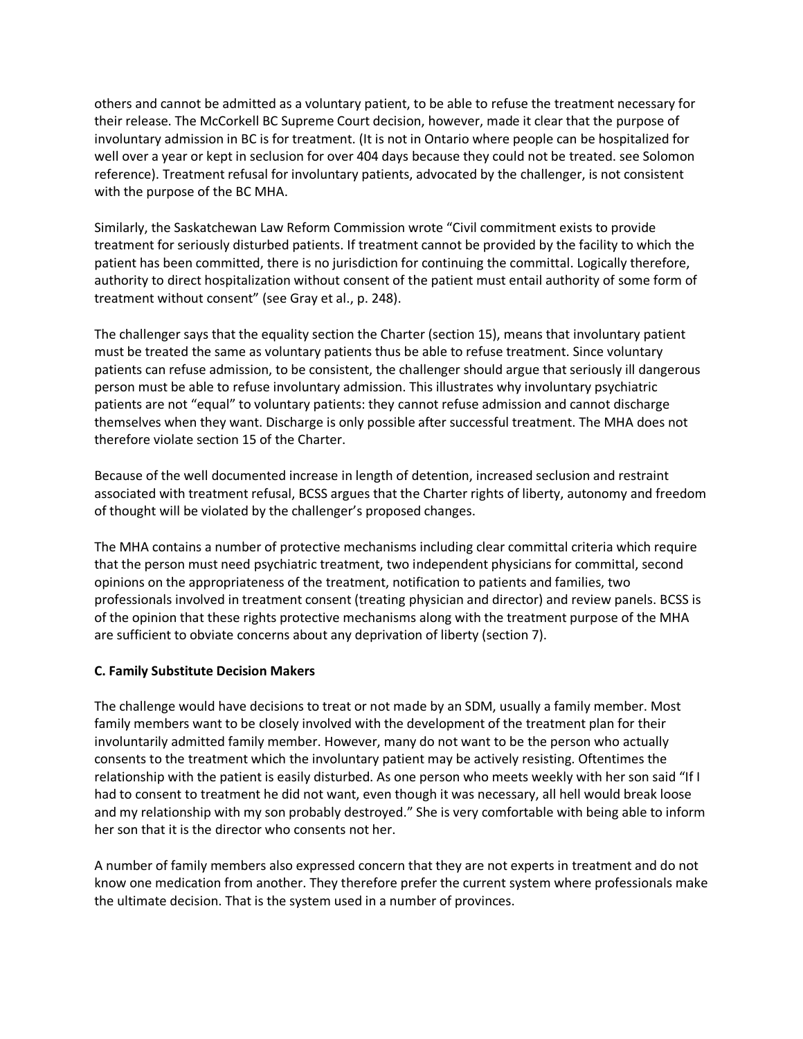others and cannot be admitted as a voluntary patient, to be able to refuse the treatment necessary for their release. The McCorkell BC Supreme Court decision, however, made it clear that the purpose of involuntary admission in BC is for treatment. (It is not in Ontario where people can be hospitalized for well over a year or kept in seclusion for over 404 days because they could not be treated. see Solomon reference). Treatment refusal for involuntary patients, advocated by the challenger, is not consistent with the purpose of the BC MHA.

Similarly, the Saskatchewan Law Reform Commission wrote "Civil commitment exists to provide treatment for seriously disturbed patients. If treatment cannot be provided by the facility to which the patient has been committed, there is no jurisdiction for continuing the committal. Logically therefore, authority to direct hospitalization without consent of the patient must entail authority of some form of treatment without consent" (see Gray et al., p. 248).

The challenger says that the equality section the Charter (section 15), means that involuntary patient must be treated the same as voluntary patients thus be able to refuse treatment. Since voluntary patients can refuse admission, to be consistent, the challenger should argue that seriously ill dangerous person must be able to refuse involuntary admission. This illustrates why involuntary psychiatric patients are not "equal" to voluntary patients: they cannot refuse admission and cannot discharge themselves when they want. Discharge is only possible after successful treatment. The MHA does not therefore violate section 15 of the Charter.

Because of the well documented increase in length of detention, increased seclusion and restraint associated with treatment refusal, BCSS argues that the Charter rights of liberty, autonomy and freedom of thought will be violated by the challenger's proposed changes.

The MHA contains a number of protective mechanisms including clear committal criteria which require that the person must need psychiatric treatment, two independent physicians for committal, second opinions on the appropriateness of the treatment, notification to patients and families, two professionals involved in treatment consent (treating physician and director) and review panels. BCSS is of the opinion that these rights protective mechanisms along with the treatment purpose of the MHA are sufficient to obviate concerns about any deprivation of liberty (section 7).

**C. Family Substitute Decision Makers**

The challenge would have decisions to treat or not made by an SDM, usually a family member. Most family members want to be closely involved with the development of the treatment plan for their involuntarily admitted family member. However, many do not want to be the person who actually consents to the treatment which the involuntary patient may be actively resisting. Oftentimes the relationship with the patient is easily disturbed. As one person who meets weekly with her son said "If I had to consent to treatment he did not want, even though it was necessary, all hell would break loose and my relationship with my son probably destroyed." She is very comfortable with being able to inform her son that it is the director who consents not her.

A number of family members also expressed concern that they are not experts in treatment and do not know one medication from another. They therefore prefer the current system where professionals make the ultimate decision. That is the system used in a number of provinces.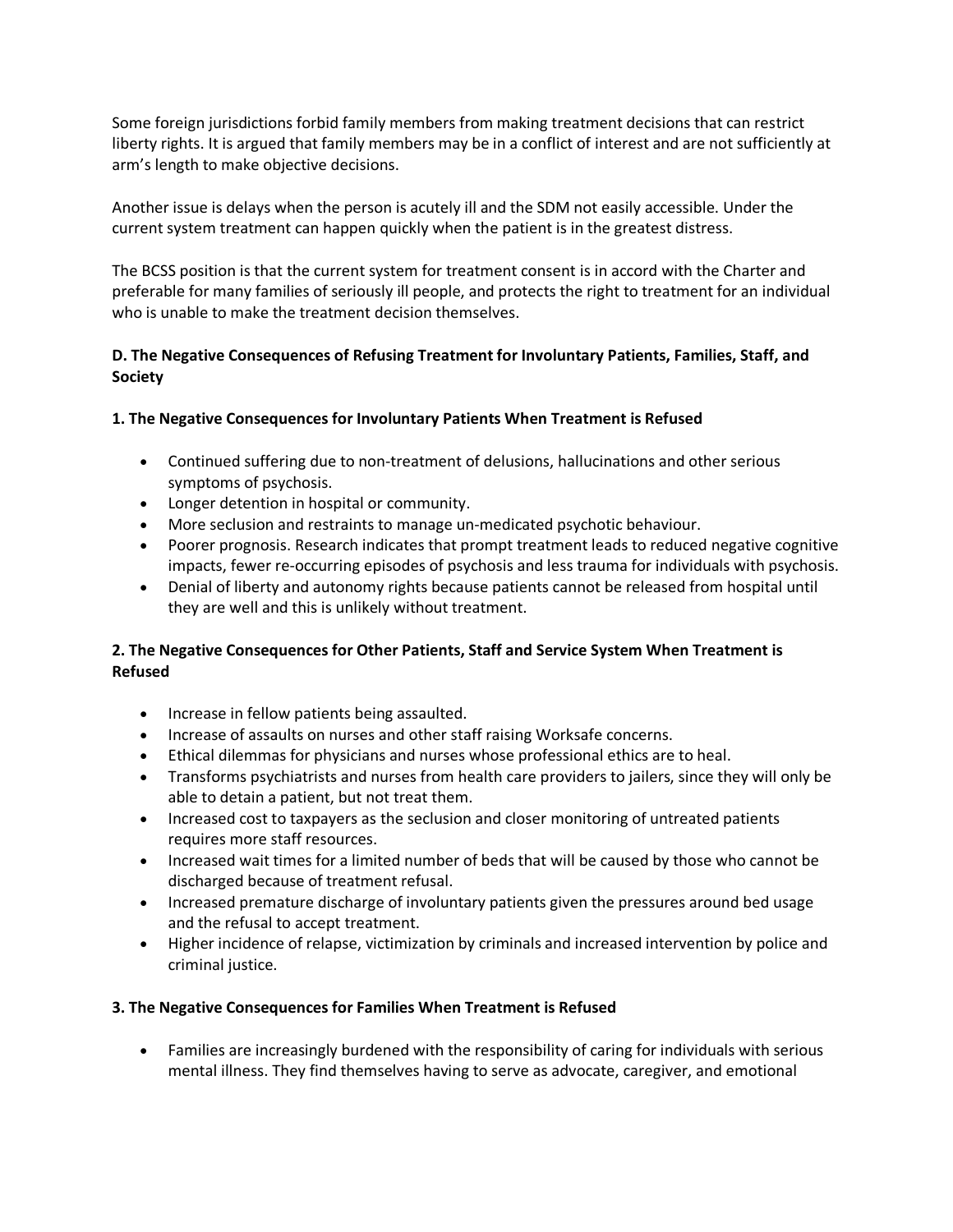Some foreign jurisdictions forbid family members from making treatment decisions that can restrict liberty rights. It is argued that family members may be in a conflict of interest and are not sufficiently at arm's length to make objective decisions.

Another issue is delays when the person is acutely ill and the SDM not easily accessible. Under the current system treatment can happen quickly when the patient is in the greatest distress.

The BCSS position is that the current system for treatment consent is in accord with the Charter and preferable for many families of seriously ill people, and protects the right to treatment for an individual who is unable to make the treatment decision themselves.

### D. The Negative Consequences of Refusing Treatment for Involuntary Patients, Families, Staff, and Society

#### 1. The Negative Consequences for Involuntary Patients When Treatment is Refused

- Continued suffering due to non-treatment of delusions, hallucinations and other serious symptoms of psychosis.
- Longer detention in hospital or community.
- More seclusion and restraints to manage un-medicated psychotic behaviour.
- Poorer prognosis. Research indicates that prompt treatment leads to reduced negative cognitive impacts, fewer re-occurring episodes of psychosis and less trauma for individuals with psychosis.
- Denial of liberty and autonomy rights because patients cannot be released from hospital until they are well and this is unlikely without treatment.

#### 2. The Negative Consequences for Other Patients, Staff and Service System When Treatment is Refused

- Increase in fellow patients being assaulted.
- Increase of assaults on nurses and other staff raising Worksafe concerns.
- Ethical dilemmas for physicians and nurses whose professional ethics are to heal.
- Transforms psychiatrists and nurses from health care providers to jailers, since they will only be able to detain a patient, but not treat them.
- Increased cost to taxpayers as the seclusion and closer monitoring of untreated patients requires more staff resources.
- Increased wait times for a limited number of beds that will be caused by those who cannot be discharged because of treatment refusal.
- Increased premature discharge of involuntary patients given the pressures around bed usage and the refusal to accept treatment.
- Higher incidence of relapse, victimization by criminals and increased intervention by police and criminal justice.

#### 3. The Negative Consequences for Families When Treatment is Refused

- Families are increasingly burdened with the responsibility of caring for individuals with serious mental illness. They find themselves having to serve as advocate, caregiver, and emotional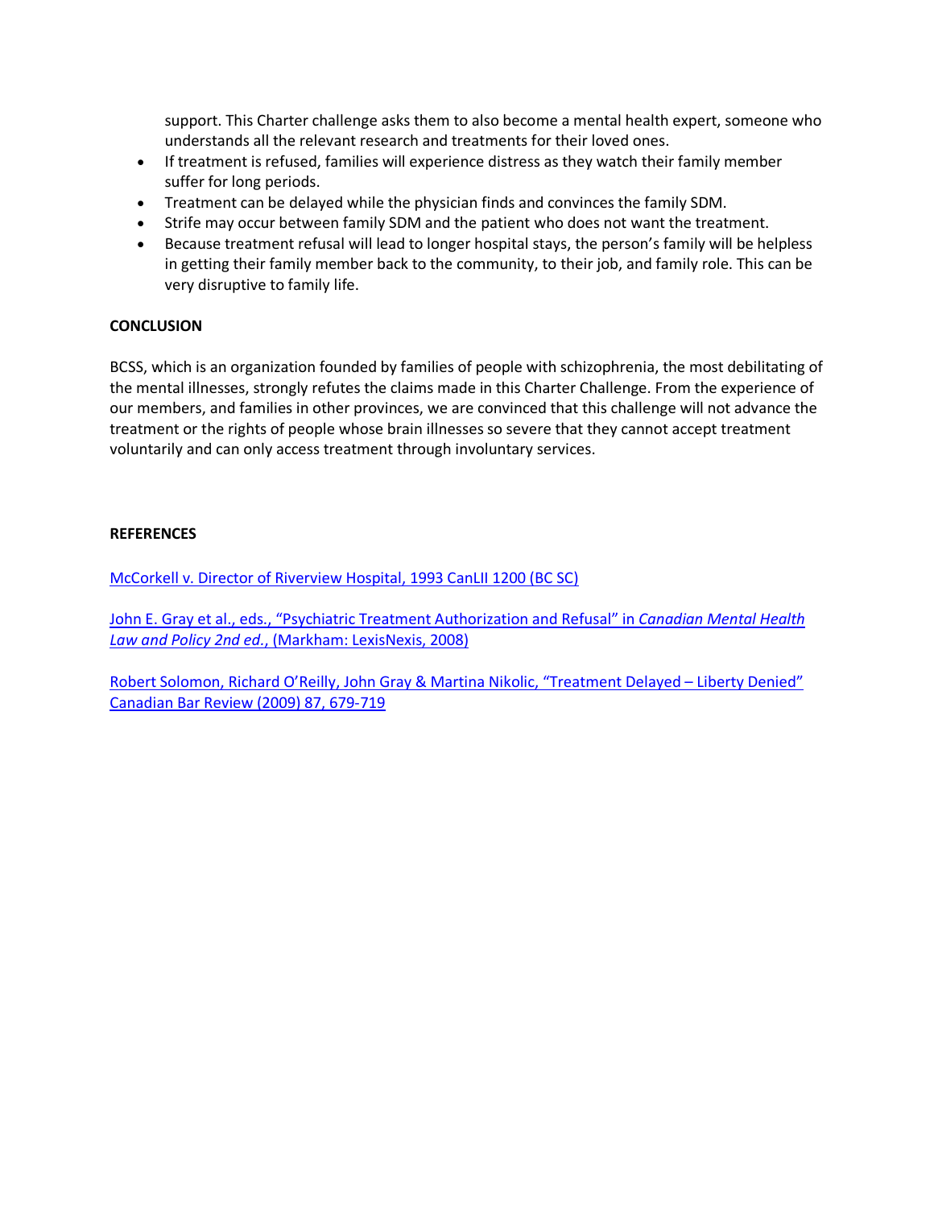support. This Charter challenge asks them to also become a mental health expert, someone who understands all the relevant research and treatments for their loved ones.

- If treatment is refused, families will experience distress as they watch their family member suffer for long periods.
- Treatment can be delayed while the physician finds and convinces the family SDM.
- Strife may occur between family SDM and the patient who does not want the treatment.
- Because treatment refusal will lead to longer hospital stays, the person's family will be helpless in getting their family member back to the community, to their job, and family role. This can be very disruptive to family life.

**CONCLUSION**

BCSS, which is an organization founded by families of people with schizophrenia, the most debilitating of the mental illnesses, strongly refutes the claims made in this Charter Challenge. From the experience of our members, and families in other provinces, we are convinced that this challenge will not advance the treatment or the rights of people whose brain illnesses so severe that they cannot accept treatment voluntarily and can only access treatment through involuntary services.

**REFERENCES**

McCorkell v. Director of Riverview Hospital, 1993 CanLII 1200 (BC SC)

John E. Gray et al., eds., "Psychiatric Treatment Authorization and Refusal" in *Canadian Mental Health Law and Policy 2nd ed.*, (Markham: LexisNexis, 2008)

Robert Solomon, Richard O'Reilly, John Gray & Martina Nikolic, "Treatment Delayed – Liberty Denied" Canadian Bar Review (2009) 87, 679-719